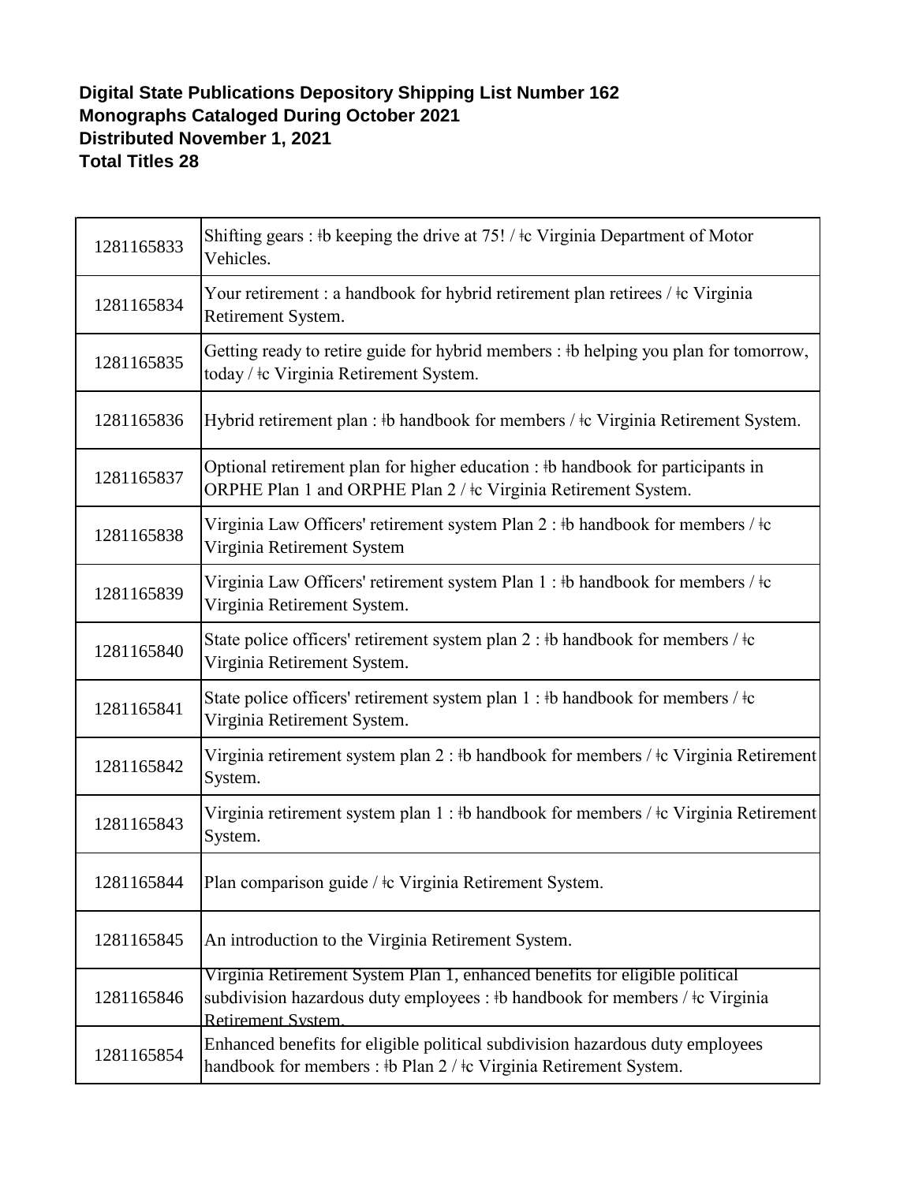**Digital State Publications Depository Shipping List Number 162**
**Monographs Cataloged During October 2021**
**Distributed November 1, 2021**
**Total Titles 28**

| | |
|---|---|
| 1281165833 | Shifting gears : ǂb keeping the drive at 75! / ǂc Virginia Department of Motor Vehicles. |
| 1281165834 | Your retirement : a handbook for hybrid retirement plan retirees / ǂc Virginia Retirement System. |
| 1281165835 | Getting ready to retire guide for hybrid members : ǂb helping you plan for tomorrow, today / ǂc Virginia Retirement System. |
| 1281165836 | Hybrid retirement plan : ǂb handbook for members / ǂc Virginia Retirement System. |
| 1281165837 | Optional retirement plan for higher education : ǂb handbook for participants in ORPHE Plan 1 and ORPHE Plan 2 / ǂc Virginia Retirement System. |
| 1281165838 | Virginia Law Officers' retirement system Plan 2 : ǂb handbook for members / ǂc Virginia Retirement System |
| 1281165839 | Virginia Law Officers' retirement system Plan 1 : ǂb handbook for members / ǂc Virginia Retirement System. |
| 1281165840 | State police officers' retirement system plan 2 : ǂb handbook for members / ǂc Virginia Retirement System. |
| 1281165841 | State police officers' retirement system plan 1 : ǂb handbook for members / ǂc Virginia Retirement System. |
| 1281165842 | Virginia retirement system plan 2 : ǂb handbook for members / ǂc Virginia Retirement System. |
| 1281165843 | Virginia retirement system plan 1 : ǂb handbook for members / ǂc Virginia Retirement System. |
| 1281165844 | Plan comparison guide / ǂc Virginia Retirement System. |
| 1281165845 | An introduction to the Virginia Retirement System. |
| 1281165846 | Virginia Retirement System Plan 1, enhanced benefits for eligible political subdivision hazardous duty employees : ǂb handbook for members / ǂc Virginia Retirement System. |
| 1281165854 | Enhanced benefits for eligible political subdivision hazardous duty employees handbook for members : ǂb Plan 2 / ǂc Virginia Retirement System. |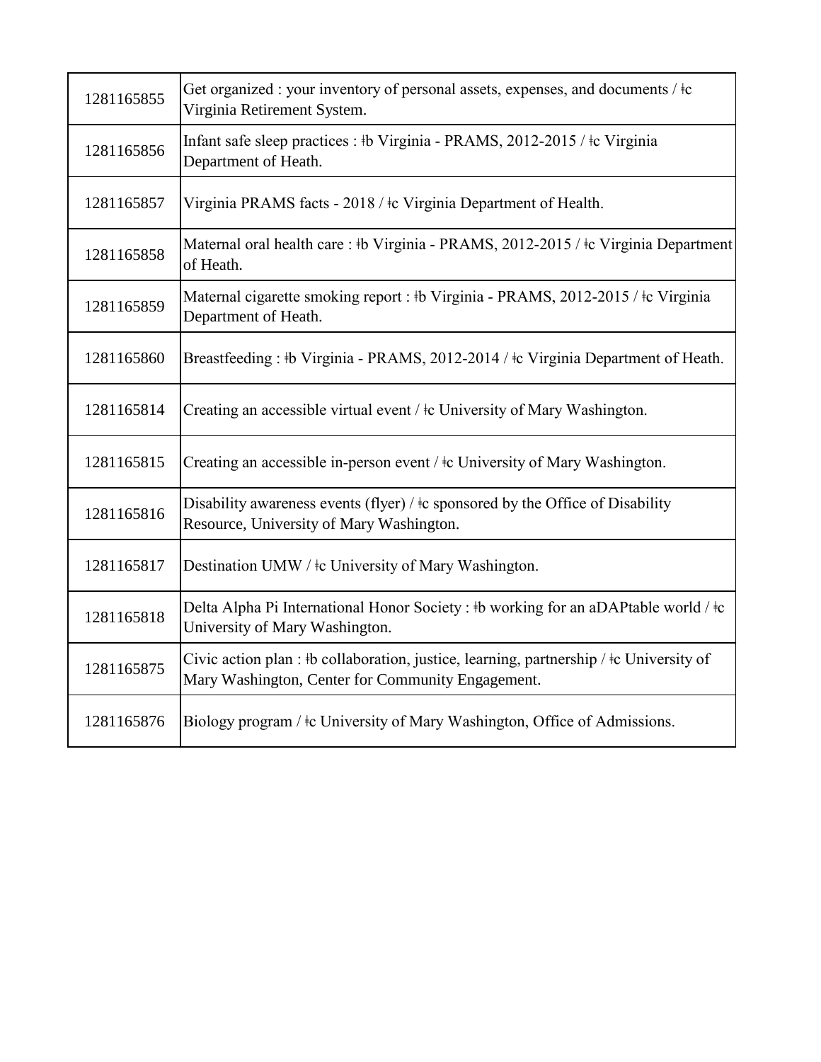| | |
|---|---|
| 1281165855 | Get organized : your inventory of personal assets, expenses, and documents / ǂc Virginia Retirement System. |
| 1281165856 | Infant safe sleep practices : ǂb Virginia - PRAMS, 2012-2015 / ǂc Virginia Department of Heath. |
| 1281165857 | Virginia PRAMS facts - 2018 / ǂc Virginia Department of Health. |
| 1281165858 | Maternal oral health care : ǂb Virginia - PRAMS, 2012-2015 / ǂc Virginia Department of Heath. |
| 1281165859 | Maternal cigarette smoking report : ǂb Virginia - PRAMS, 2012-2015 / ǂc Virginia Department of Heath. |
| 1281165860 | Breastfeeding : ǂb Virginia - PRAMS, 2012-2014 / ǂc Virginia Department of Heath. |
| 1281165814 | Creating an accessible virtual event / ǂc University of Mary Washington. |
| 1281165815 | Creating an accessible in-person event / ǂc University of Mary Washington. |
| 1281165816 | Disability awareness events (flyer) / ǂc sponsored by the Office of Disability Resource, University of Mary Washington. |
| 1281165817 | Destination UMW / ǂc University of Mary Washington. |
| 1281165818 | Delta Alpha Pi International Honor Society : ǂb working for an aDAPtable world / ǂc University of Mary Washington. |
| 1281165875 | Civic action plan : ǂb collaboration, justice, learning, partnership / ǂc University of Mary Washington, Center for Community Engagement. |
| 1281165876 | Biology program / ǂc University of Mary Washington, Office of Admissions. |